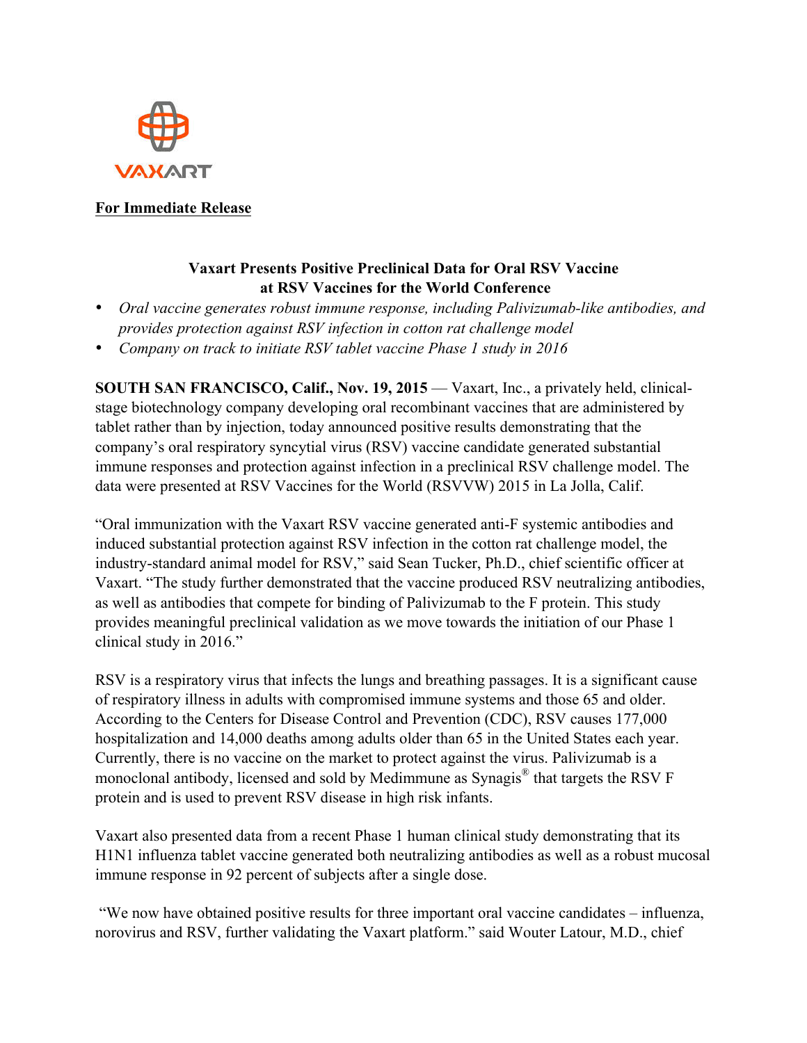VAXART

**For Immediate Release**

## Vaxart Presents Positive Preclinical Data for Oral RSV Vaccine at RSV Vaccines for the World Conference

- *Oral vaccine generates robust immune response, including Palivizumab-like antibodies, and provides protection against RSV infection in cotton rat challenge model*
- *Company on track to initiate RSV tablet vaccine Phase 1 study in 2016*

**SOUTH SAN FRANCISCO, Calif., Nov. 19, 2015** — Vaxart, Inc., a privately held, clinical-stage biotechnology company developing oral recombinant vaccines that are administered by tablet rather than by injection, today announced positive results demonstrating that the company's oral respiratory syncytial virus (RSV) vaccine candidate generated substantial immune responses and protection against infection in a preclinical RSV challenge model. The data were presented at RSV Vaccines for the World (RSVVW) 2015 in La Jolla, Calif.

"Oral immunization with the Vaxart RSV vaccine generated anti-F systemic antibodies and induced substantial protection against RSV infection in the cotton rat challenge model, the industry-standard animal model for RSV," said Sean Tucker, Ph.D., chief scientific officer at Vaxart. "The study further demonstrated that the vaccine produced RSV neutralizing antibodies, as well as antibodies that compete for binding of Palivizumab to the F protein. This study provides meaningful preclinical validation as we move towards the initiation of our Phase 1 clinical study in 2016."

RSV is a respiratory virus that infects the lungs and breathing passages. It is a significant cause of respiratory illness in adults with compromised immune systems and those 65 and older. According to the Centers for Disease Control and Prevention (CDC), RSV causes 177,000 hospitalization and 14,000 deaths among adults older than 65 in the United States each year. Currently, there is no vaccine on the market to protect against the virus. Palivizumab is a monoclonal antibody, licensed and sold by Medimmune as Synagis® that targets the RSV F protein and is used to prevent RSV disease in high risk infants.

Vaxart also presented data from a recent Phase 1 human clinical study demonstrating that its H1N1 influenza tablet vaccine generated both neutralizing antibodies as well as a robust mucosal immune response in 92 percent of subjects after a single dose.

"We now have obtained positive results for three important oral vaccine candidates – influenza, norovirus and RSV, further validating the Vaxart platform." said Wouter Latour, M.D., chief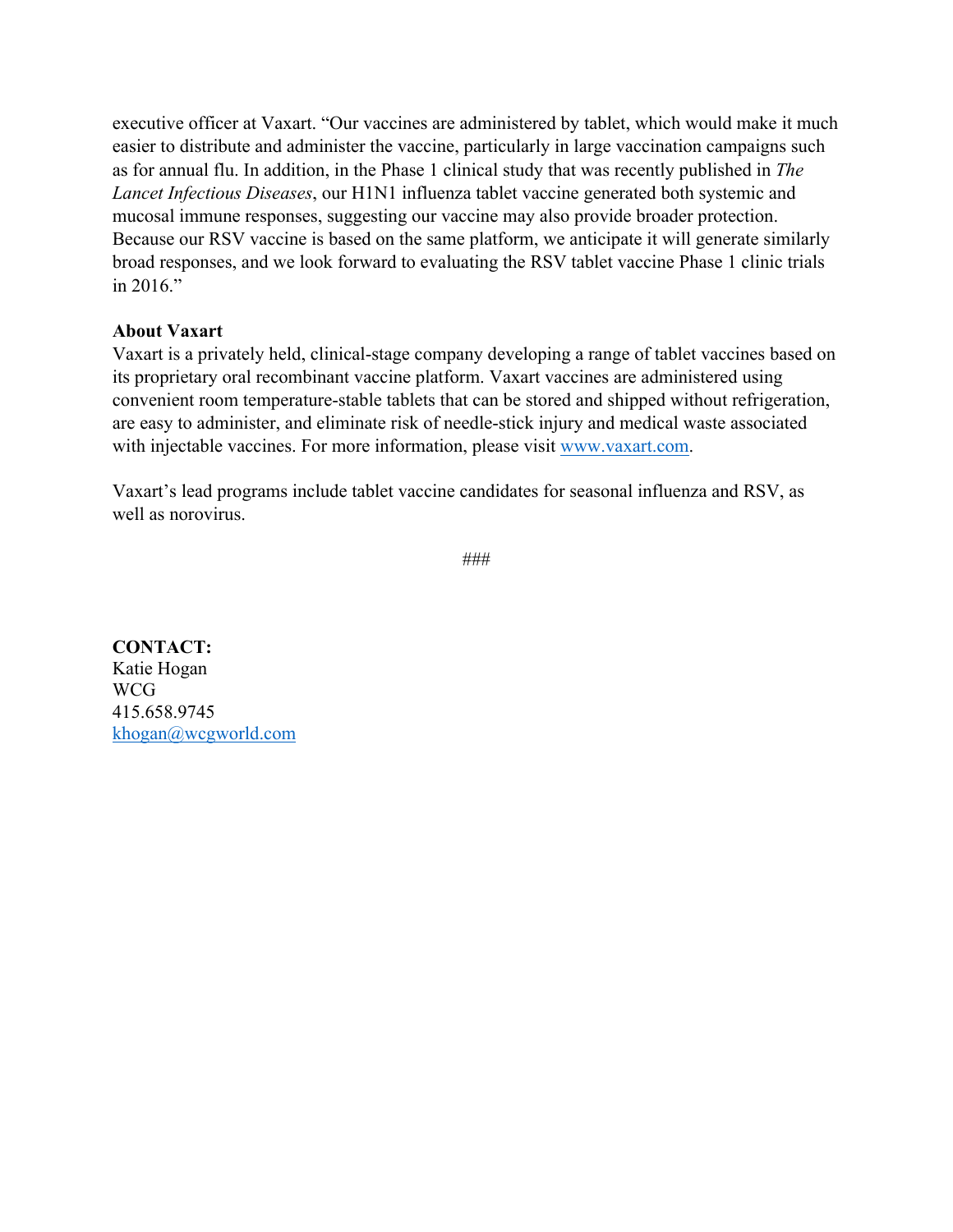executive officer at Vaxart. "Our vaccines are administered by tablet, which would make it much easier to distribute and administer the vaccine, particularly in large vaccination campaigns such as for annual flu. In addition, in the Phase 1 clinical study that was recently published in *The Lancet Infectious Diseases*, our H1N1 influenza tablet vaccine generated both systemic and mucosal immune responses, suggesting our vaccine may also provide broader protection. Because our RSV vaccine is based on the same platform, we anticipate it will generate similarly broad responses, and we look forward to evaluating the RSV tablet vaccine Phase 1 clinic trials in 2016."

**About Vaxart**

Vaxart is a privately held, clinical-stage company developing a range of tablet vaccines based on its proprietary oral recombinant vaccine platform. Vaxart vaccines are administered using convenient room temperature-stable tablets that can be stored and shipped without refrigeration, are easy to administer, and eliminate risk of needle-stick injury and medical waste associated with injectable vaccines. For more information, please visit [www.vaxart.com](www.vaxart.com).

Vaxart's lead programs include tablet vaccine candidates for seasonal influenza and RSV, as well as norovirus.

###

**CONTACT:**
Katie Hogan
WCG
415.658.9745
[khogan@wcgworld.com](mailto:khogan@wcgworld.com)